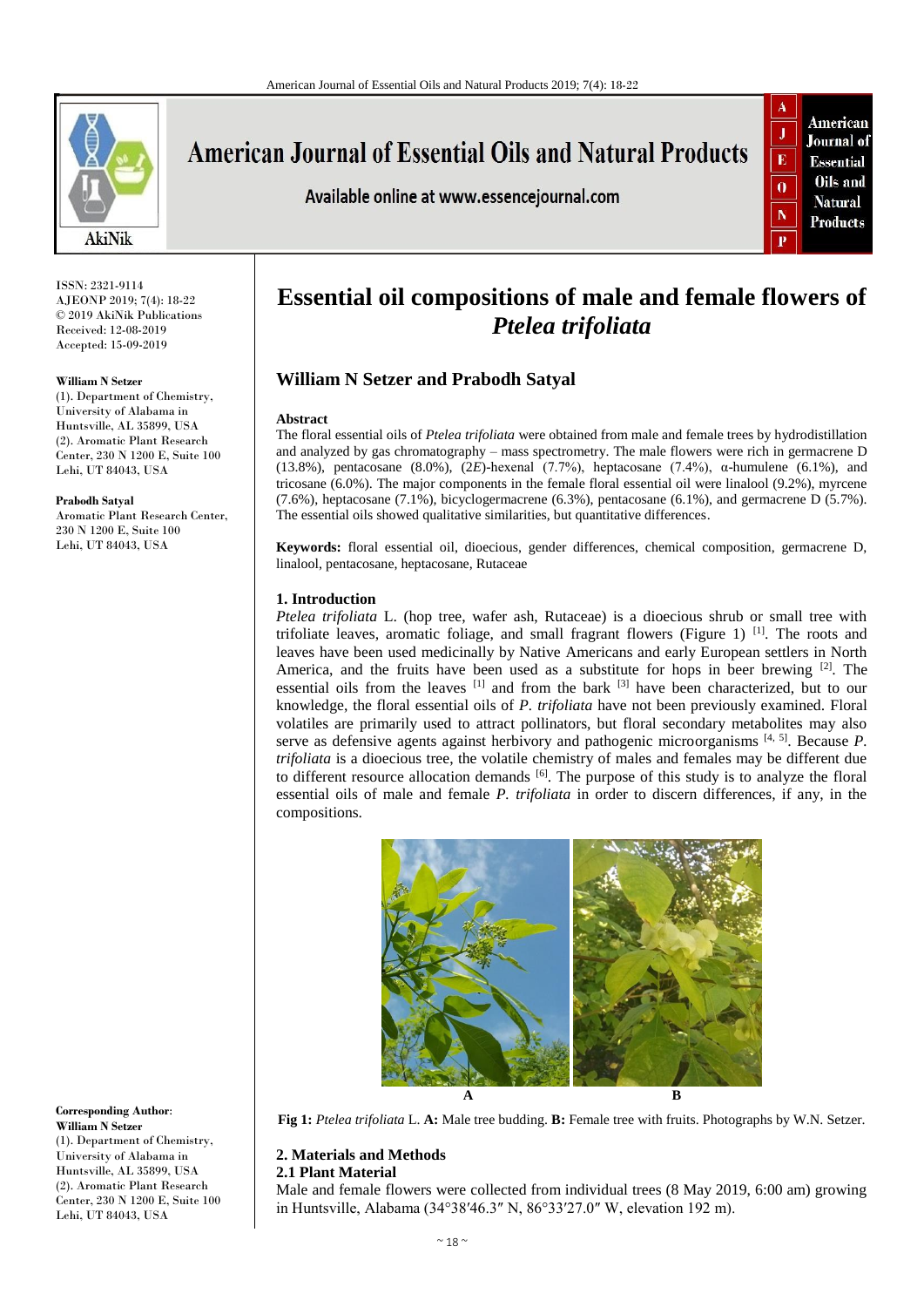ISSN: 2321-9114
AJEONP 2019; 7(4): 18-22
© 2019 AkiNik Publications
Received: 12-08-2019
Accepted: 15-09-2019

**William N Setzer**
(1). Department of Chemistry, University of Alabama in Huntsville, AL 35899, USA
(2). Aromatic Plant Research Center, 230 N 1200 E, Suite 100 Lehi, UT 84043, USA

**Prabodh Satyal**
Aromatic Plant Research Center, 230 N 1200 E, Suite 100 Lehi, UT 84043, USA

**Corresponding Author:**
**William N Setzer**
(1). Department of Chemistry, University of Alabama in Huntsville, AL 35899, USA
(2). Aromatic Plant Research Center, 230 N 1200 E, Suite 100 Lehi, UT 84043, USA

# Essential oil compositions of male and female flowers of *Ptelea trifoliata*

## William N Setzer and Prabodh Satyal

### Abstract

The floral essential oils of *Ptelea trifoliata* were obtained from male and female trees by hydrodistillation and analyzed by gas chromatography – mass spectrometry. The male flowers were rich in germacrene D (13.8%), pentacosane (8.0%), (2*E*)-hexenal (7.7%), heptacosane (7.4%), α-humulene (6.1%), and tricosane (6.0%). The major components in the female floral essential oil were linalool (9.2%), myrcene (7.6%), heptacosane (7.1%), bicyclogermacrene (6.3%), pentacosane (6.1%), and germacrene D (5.7%). The essential oils showed qualitative similarities, but quantitative differences.

**Keywords:** floral essential oil, dioecious, gender differences, chemical composition, germacrene D, linalool, pentacosane, heptacosane, Rutaceae

### 1. Introduction

*Ptelea trifoliata* L. (hop tree, wafer ash, Rutaceae) is a dioecious shrub or small tree with trifoliate leaves, aromatic foliage, and small fragrant flowers (Figure 1) [1]. The roots and leaves have been used medicinally by Native Americans and early European settlers in North America, and the fruits have been used as a substitute for hops in beer brewing [2]. The essential oils from the leaves [1] and from the bark [3] have been characterized, but to our knowledge, the floral essential oils of *P. trifoliata* have not been previously examined. Floral volatiles are primarily used to attract pollinators, but floral secondary metabolites may also serve as defensive agents against herbivory and pathogenic microorganisms [4, 5]. Because *P. trifoliata* is a dioecious tree, the volatile chemistry of males and females may be different due to different resource allocation demands [6]. The purpose of this study is to analyze the floral essential oils of male and female *P. trifoliata* in order to discern differences, if any, in the compositions.

**Fig 1:** *Ptelea trifoliata* L. **A:** Male tree budding. **B:** Female tree with fruits. Photographs by W.N. Setzer.

### 2. Materials and Methods

#### 2.1 Plant Material

Male and female flowers were collected from individual trees (8 May 2019, 6:00 am) growing in Huntsville, Alabama (34°38′46.3″ N, 86°33′27.0″ W, elevation 192 m).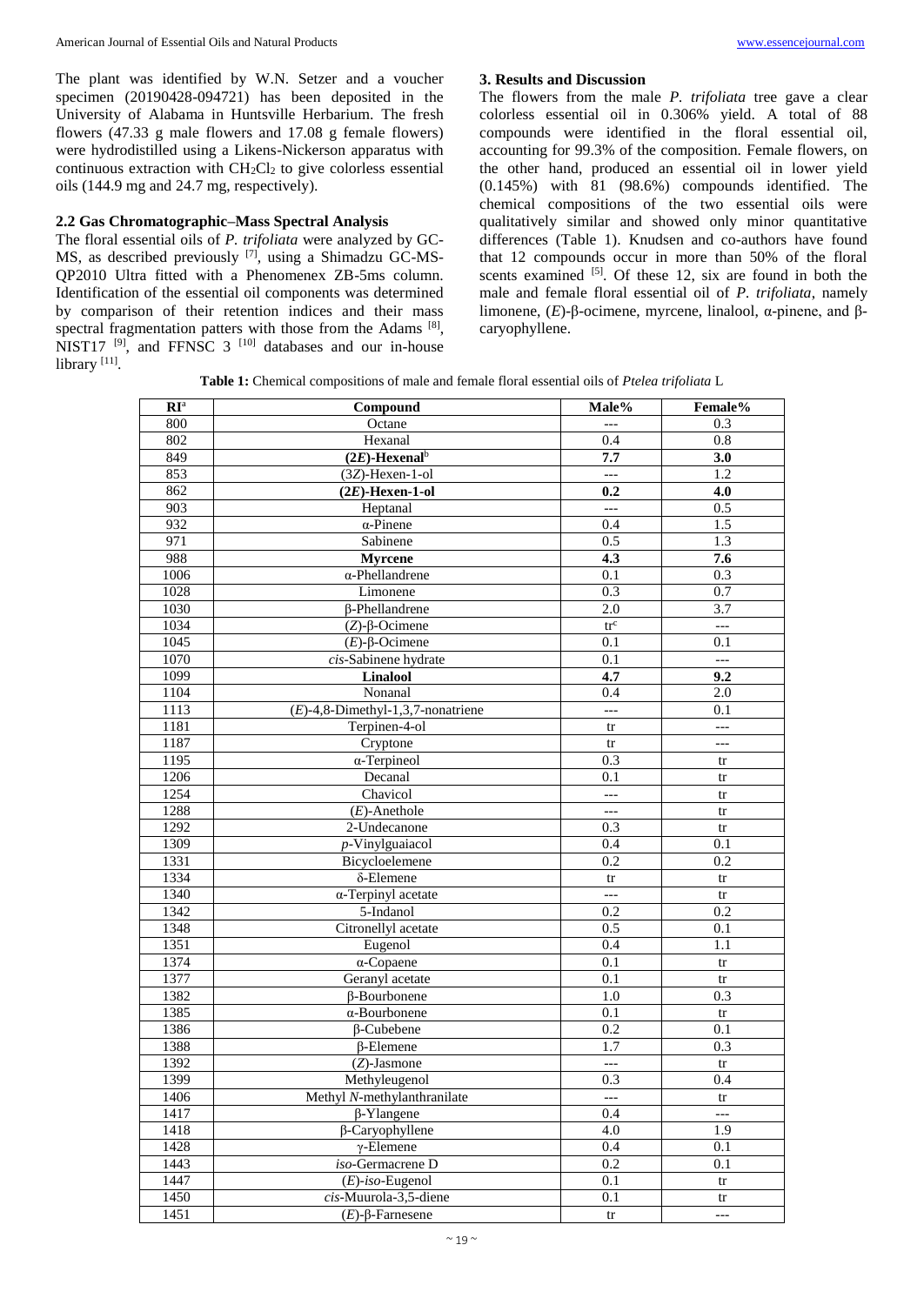The plant was identified by W.N. Setzer and a voucher specimen (20190428-094721) has been deposited in the University of Alabama in Huntsville Herbarium. The fresh flowers (47.33 g male flowers and 17.08 g female flowers) were hydrodistilled using a Likens-Nickerson apparatus with continuous extraction with $CH_2Cl_2$ to give colorless essential oils (144.9 mg and 24.7 mg, respectively).

### 2.2 Gas Chromatographic–Mass Spectral Analysis

The floral essential oils of *P. trifoliata* were analyzed by GC-MS, as described previously [7], using a Shimadzu GC-MS-QP2010 Ultra fitted with a Phenomenex ZB-5ms column. Identification of the essential oil components was determined by comparison of their retention indices and their mass spectral fragmentation patters with those from the Adams [8], NIST17 [9], and FFNSC 3 [10] databases and our in-house library [11].

## 3. Results and Discussion

The flowers from the male *P. trifoliata* tree gave a clear colorless essential oil in 0.306% yield. A total of 88 compounds were identified in the floral essential oil, accounting for 99.3% of the composition. Female flowers, on the other hand, produced an essential oil in lower yield (0.145%) with 81 (98.6%) compounds identified. The chemical compositions of the two essential oils were qualitatively similar and showed only minor quantitative differences (Table 1). Knudsen and co-authors have found that 12 compounds occur in more than 50% of the floral scents examined [5]. Of these 12, six are found in both the male and female floral essential oil of *P. trifoliata*, namely limonene, (*E*)-β-ocimene, myrcene, linalool, α-pinene, and β-caryophyllene.

**Table 1:** Chemical compositions of male and female floral essential oils of *Ptelea trifoliata* L

| RI[a] | Compound | Male% | Female% |
|---|---|---|---|
| 800 | Octane | --- | 0.3 |
| 802 | Hexanal | 0.4 | 0.8 |
| 849 | **(2*E*)-Hexenal**[b] | **7.7** | **3.0** |
| 853 | (3*Z*)-Hexen-1-ol | --- | 1.2 |
| 862 | **(2*E*)-Hexen-1-ol** | **0.2** | **4.0** |
| 903 | Heptanal | --- | 0.5 |
| 932 | α-Pinene | 0.4 | 1.5 |
| 971 | Sabinene | 0.5 | 1.3 |
| 988 | **Myrcene** | **4.3** | **7.6** |
| 1006 | α-Phellandrene | 0.1 | 0.3 |
| 1028 | Limonene | 0.3 | 0.7 |
| 1030 | β-Phellandrene | 2.0 | 3.7 |
| 1034 | (*Z*)-β-Ocimene | tr[c] | --- |
| 1045 | (*E*)-β-Ocimene | 0.1 | 0.1 |
| 1070 | *cis*-Sabinene hydrate | 0.1 | --- |
| 1099 | **Linalool** | **4.7** | **9.2** |
| 1104 | Nonanal | 0.4 | 2.0 |
| 1113 | (*E*)-4,8-Dimethyl-1,3,7-nonatriene | --- | 0.1 |
| 1181 | Terpinen-4-ol | tr | --- |
| 1187 | Cryptone | tr | --- |
| 1195 | α-Terpineol | 0.3 | tr |
| 1206 | Decanal | 0.1 | tr |
| 1254 | Chavicol | --- | tr |
| 1288 | (*E*)-Anethole | --- | tr |
| 1292 | 2-Undecanone | 0.3 | tr |
| 1309 | *p*-Vinylguaiacol | 0.4 | 0.1 |
| 1331 | Bicycloelemene | 0.2 | 0.2 |
| 1334 | δ-Elemene | tr | tr |
| 1340 | α-Terpinyl acetate | --- | tr |
| 1342 | 5-Indanol | 0.2 | 0.2 |
| 1348 | Citronellyl acetate | 0.5 | 0.1 |
| 1351 | Eugenol | 0.4 | 1.1 |
| 1374 | α-Copaene | 0.1 | tr |
| 1377 | Geranyl acetate | 0.1 | tr |
| 1382 | β-Bourbonene | 1.0 | 0.3 |
| 1385 | α-Bourbonene | 0.1 | tr |
| 1386 | β-Cubebene | 0.2 | 0.1 |
| 1388 | β-Elemene | 1.7 | 0.3 |
| 1392 | (*Z*)-Jasmone | --- | tr |
| 1399 | Methyleugenol | 0.3 | 0.4 |
| 1406 | Methyl *N*-methylanthranilate | --- | tr |
| 1417 | β-Ylangene | 0.4 | --- |
| 1418 | β-Caryophyllene | 4.0 | 1.9 |
| 1428 | γ-Elemene | 0.4 | 0.1 |
| 1443 | *iso*-Germacrene D | 0.2 | 0.1 |
| 1447 | (*E*)-*iso*-Eugenol | 0.1 | tr |
| 1450 | *cis*-Muurola-3,5-diene | 0.1 | tr |
| 1451 | (*E*)-β-Farnesene | tr | --- |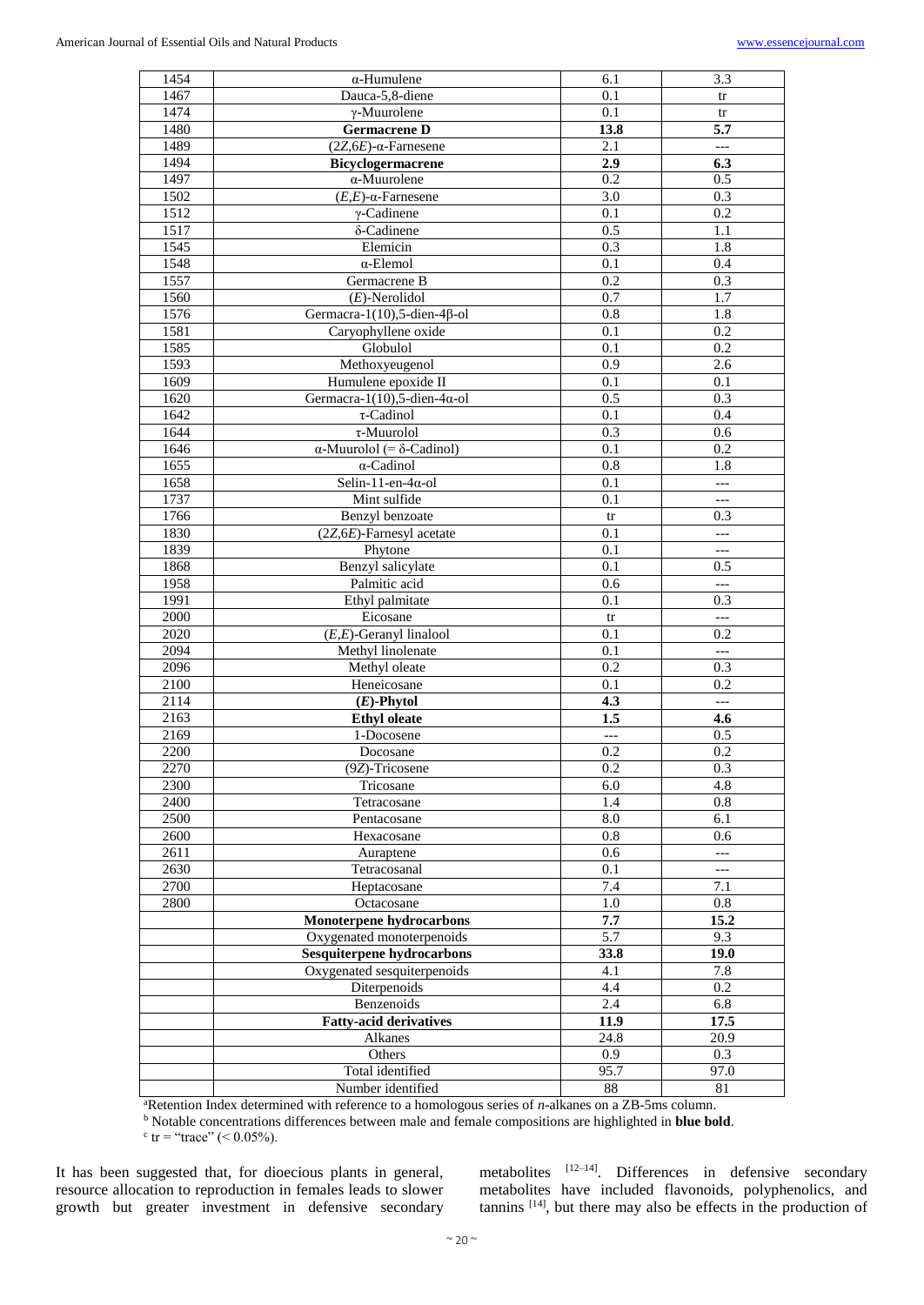| 1454 | α-Humulene | 6.1 | 3.3 |
|---|---|---|---|
| 1467 | Dauca-5,8-diene | 0.1 | tr |
| 1474 | γ-Muurolene | 0.1 | tr |
| 1480 | **Germacrene D** | **13.8** | **5.7** |
| 1489 | (2*Z*,6*E*)-α-Farnesene | 2.1 | --- |
| 1494 | **Bicyclogermacrene** | **2.9** | **6.3** |
| 1497 | α-Muurolene | 0.2 | 0.5 |
| 1502 | (*E*,*E*)-α-Farnesene | 3.0 | 0.3 |
| 1512 | γ-Cadinene | 0.1 | 0.2 |
| 1517 | δ-Cadinene | 0.5 | 1.1 |
| 1545 | Elemicin | 0.3 | 1.8 |
| 1548 | α-Elemol | 0.1 | 0.4 |
| 1557 | Germacrene B | 0.2 | 0.3 |
| 1560 | (*E*)-Nerolidol | 0.7 | 1.7 |
| 1576 | Germacra-1(10),5-dien-4β-ol | 0.8 | 1.8 |
| 1581 | Caryophyllene oxide | 0.1 | 0.2 |
| 1585 | Globulol | 0.1 | 0.2 |
| 1593 | Methoxyeugenol | 0.9 | 2.6 |
| 1609 | Humulene epoxide II | 0.1 | 0.1 |
| 1620 | Germacra-1(10),5-dien-4α-ol | 0.5 | 0.3 |
| 1642 | τ-Cadinol | 0.1 | 0.4 |
| 1644 | τ-Muurolol | 0.3 | 0.6 |
| 1646 | α-Muurolol (= δ-Cadinol) | 0.1 | 0.2 |
| 1655 | α-Cadinol | 0.8 | 1.8 |
| 1658 | Selin-11-en-4α-ol | 0.1 | --- |
| 1737 | Mint sulfide | 0.1 | --- |
| 1766 | Benzyl benzoate | tr | 0.3 |
| 1830 | (2*Z*,6*E*)-Farnesyl acetate | 0.1 | --- |
| 1839 | Phytone | 0.1 | --- |
| 1868 | Benzyl salicylate | 0.1 | 0.5 |
| 1958 | Palmitic acid | 0.6 | --- |
| 1991 | Ethyl palmitate | 0.1 | 0.3 |
| 2000 | Eicosane | tr | --- |
| 2020 | (*E*,*E*)-Geranyl linalool | 0.1 | 0.2 |
| 2094 | Methyl linolenate | 0.1 | --- |
| 2096 | Methyl oleate | 0.2 | 0.3 |
| 2100 | Heneicosane | 0.1 | 0.2 |
| 2114 | **(*E*)-Phytol** | **4.3** | --- |
| 2163 | **Ethyl oleate** | **1.5** | **4.6** |
| 2169 | 1-Docosene | --- | 0.5 |
| 2200 | Docosane | 0.2 | 0.2 |
| 2270 | (9*Z*)-Tricosene | 0.2 | 0.3 |
| 2300 | Tricosane | 6.0 | 4.8 |
| 2400 | Tetracosane | 1.4 | 0.8 |
| 2500 | Pentacosane | 8.0 | 6.1 |
| 2600 | Hexacosane | 0.8 | 0.6 |
| 2611 | Auraptene | 0.6 | --- |
| 2630 | Tetracosanal | 0.1 | --- |
| 2700 | Heptacosane | 7.4 | 7.1 |
| 2800 | Octacosane | 1.0 | 0.8 |
| | **Monoterpene hydrocarbons** | **7.7** | **15.2** |
| | Oxygenated monoterpenoids | 5.7 | 9.3 |
| | **Sesquiterpene hydrocarbons** | **33.8** | **19.0** |
| | Oxygenated sesquiterpenoids | 4.1 | 7.8 |
| | Diterpenoids | 4.4 | 0.2 |
| | Benzenoids | 2.4 | 6.8 |
| | **Fatty-acid derivatives** | **11.9** | **17.5** |
| | Alkanes | 24.8 | 20.9 |
| | Others | 0.9 | 0.3 |
| | Total identified | 95.7 | 97.0 |
| | Number identified | 88 | 81 |

[a]Retention Index determined with reference to a homologous series of *n*-alkanes on a ZB-5ms column.
[b] Notable concentrations differences between male and female compositions are highlighted in **blue bold**.
[c] tr = "trace" (< 0.05%).

It has been suggested that, for dioecious plants in general, resource allocation to reproduction in females leads to slower growth but greater investment in defensive secondary metabolites [12–14]. Differences in defensive secondary metabolites have included flavonoids, polyphenolics, and tannins [14], but there may also be effects in the production of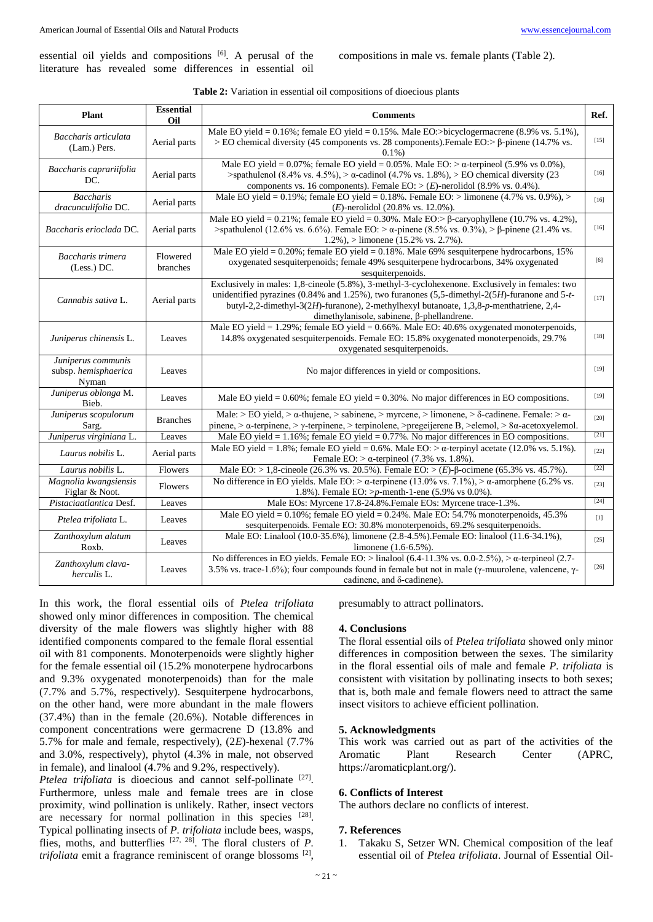essential oil yields and compositions [6]. A perusal of the literature has revealed some differences in essential oil compositions in male vs. female plants (Table 2).

**Table 2:** Variation in essential oil compositions of dioecious plants

| Plant | Essential Oil | Comments | Ref. |
|---|---|---|---|
| *Baccharis articulata* (Lam.) Pers. | Aerial parts | Male EO yield = 0.16%; female EO yield = 0.15%. Male EO:>bicyclogermacrene (8.9% vs. 5.1%), > EO chemical diversity (45 components vs. 28 components).Female EO:> β-pinene (14.7% vs. 0.1%) | [15] |
| *Baccharis caprariifolia* DC. | Aerial parts | Male EO yield = 0.07%; female EO yield = 0.05%. Male EO: > α-terpineol (5.9% vs 0.0%), >spathulenol (8.4% vs. 4.5%), > α-cadinol (4.7% vs. 1.8%), > EO chemical diversity (23 components vs. 16 components). Female EO: > (*E*)-nerolidol (8.9% vs. 0.4%). | [16] |
| *Baccharis dracunculifolia* DC. | Aerial parts | Male EO yield = 0.19%; female EO yield = 0.18%. Female EO: > limonene (4.7% vs. 0.9%), > (*E*)-nerolidol (20.8% vs. 12.0%). | [16] |
| *Baccharis erioclada* DC. | Aerial parts | Male EO yield = 0.21%; female EO yield = 0.30%. Male EO:> β-caryophyllene (10.7% vs. 4.2%), >spathulenol (12.6% vs. 6.6%). Female EO: > α-pinene (8.5% vs. 0.3%), > β-pinene (21.4% vs. 1.2%), > limonene (15.2% vs. 2.7%). | [16] |
| *Baccharis trimera* (Less.) DC. | Flowered branches | Male EO yield = 0.20%; female EO yield = 0.18%. Male 69% sesquiterpene hydrocarbons, 15% oxygenated sesquiterpenoids; female 49% sesquiterpene hydrocarbons, 34% oxygenated sesquiterpenoids. | [6] |
| *Cannabis sativa* L. | Aerial parts | Exclusively in males: 1,8-cineole (5.8%), 3-methyl-3-cyclohexenone. Exclusively in females: two unidentified pyrazines (0.84% and 1.25%), two furanones (5,5-dimethyl-2(5*H*)-furanone and 5-*t*-butyl-2,2-dimethyl-3(2*H*)-furanone), 2-methylhexyl butanoate, 1,3,8-*p*-menthatriene, 2,4-dimethylanisole, β-phellandrene. | [17] |
| *Juniperus chinensis* L. | Leaves | Male EO yield = 1.29%; female EO yield = 0.66%. Male EO: 40.6% oxygenated monoterpenoids, 14.8% oxygenated sesquiterpenoids. Female EO: 15.8% oxygenated monoterpenoids, 29.7% oxygenated sesquiterpenoids. | [18] |
| *Juniperus communis* subsp. *hemisphaerica* Nyman | Leaves | No major differences in yield or compositions. | [19] |
| *Juniperus oblonga* M. Bieb. | Leaves | Male EO yield = 0.60%; female EO yield = 0.30%. No major differences in EO compositions. | [19] |
| *Juniperus scopulorum* Sarg. | Branches | Male: > EO yield, > α-thujene, > sabinene, > myrcene, > limonene, > δ-cadinene. Female: > α-pinene, > α-terpinene, > γ-terpinene, > terpinolene, >pregeijerene B, >elemol, > 8α-acetoxyelemol. | [20] |
| *Juniperus virginiana* L. | Leaves | Male EO yield = 1.16%; female EO yield = 0.77%. No major differences in EO compositions. | [21] |
| *Laurus nobilis* L. | Aerial parts | Male EO yield = 1.8%; female EO yield = 0.6%. Male EO: > α-terpinyl acetate (12.0% vs. 5.1%). Female EO: > α-terpineol (7.3% vs. 1.8%). | [22] |
| *Laurus nobilis* L. | Flowers | Male EO: > 1,8-cineole (26.3% vs. 20.5%). Female EO: > (*E*)-β-ocimene (65.3% vs. 45.7%). | [22] |
| *Magnolia kwangsiensis* Figlar & Noot. | Flowers | No difference in EO yields. Male EO: > α-terpinene (13.0% vs. 7.1%), > α-amorphene (6.2% vs. 1.8%). Female EO: >*p*-menth-1-ene (5.9% vs 0.0%). | [23] |
| *Pistaciaatlantica* Desf. | Leaves | Male EOs: Myrcene 17.8-24.8%.Female EOs: Myrcene trace-1.3%. | [24] |
| *Ptelea trifoliata* L. | Leaves | Male EO yield = 0.10%; female EO yield = 0.24%. Male EO: 54.7% monoterpenoids, 45.3% sesquiterpenoids. Female EO: 30.8% monoterpenoids, 69.2% sesquiterpenoids. | [1] |
| *Zanthoxylum alatum* Roxb. | Leaves | Male EO: Linalool (10.0-35.6%), limonene (2.8-4.5%).Female EO: linalool (11.6-34.1%), limonene (1.6-6.5%). | [25] |
| *Zanthoxylum clava-herculis* L. | Leaves | No differences in EO yields. Female EO: > linalool (6.4-11.3% vs. 0.0-2.5%), > α-terpineol (2.7-3.5% vs. trace-1.6%); four compounds found in female but not in male (γ-muurolene, valencene, γ-cadinene, and δ-cadinene). | [26] |

In this work, the floral essential oils of *Ptelea trifoliata* showed only minor differences in composition. The chemical diversity of the male flowers was slightly higher with 88 identified components compared to the female floral essential oil with 81 components. Monoterpenoids were slightly higher for the female essential oil (15.2% monoterpene hydrocarbons and 9.3% oxygenated monoterpenoids) than for the male (7.7% and 5.7%, respectively). Sesquiterpene hydrocarbons, on the other hand, were more abundant in the male flowers (37.4%) than in the female (20.6%). Notable differences in component concentrations were germacrene D (13.8% and 5.7% for male and female, respectively), (2*E*)-hexenal (7.7% and 3.0%, respectively), phytol (4.3% in male, not observed in female), and linalool (4.7% and 9.2%, respectively).

*Ptelea trifoliata* is dioecious and cannot self-pollinate [27]. Furthermore, unless male and female trees are in close proximity, wind pollination is unlikely. Rather, insect vectors are necessary for normal pollination in this species [28]. Typical pollinating insects of *P. trifoliata* include bees, wasps, flies, moths, and butterflies [27, 28]. The floral clusters of *P. trifoliata* emit a fragrance reminiscent of orange blossoms [2], presumably to attract pollinators.

## 4. Conclusions

The floral essential oils of *Ptelea trifoliata* showed only minor differences in composition between the sexes. The similarity in the floral essential oils of male and female *P. trifoliata* is consistent with visitation by pollinating insects to both sexes; that is, both male and female flowers need to attract the same insect visitors to achieve efficient pollination.

## 5. Acknowledgments

This work was carried out as part of the activities of the Aromatic Plant Research Center (APRC, https://aromaticplant.org/).

## 6. Conflicts of Interest

The authors declare no conflicts of interest.

## 7. References

1. Takaku S, Setzer WN. Chemical composition of the leaf essential oil of *Ptelea trifoliata*. Journal of Essential Oil-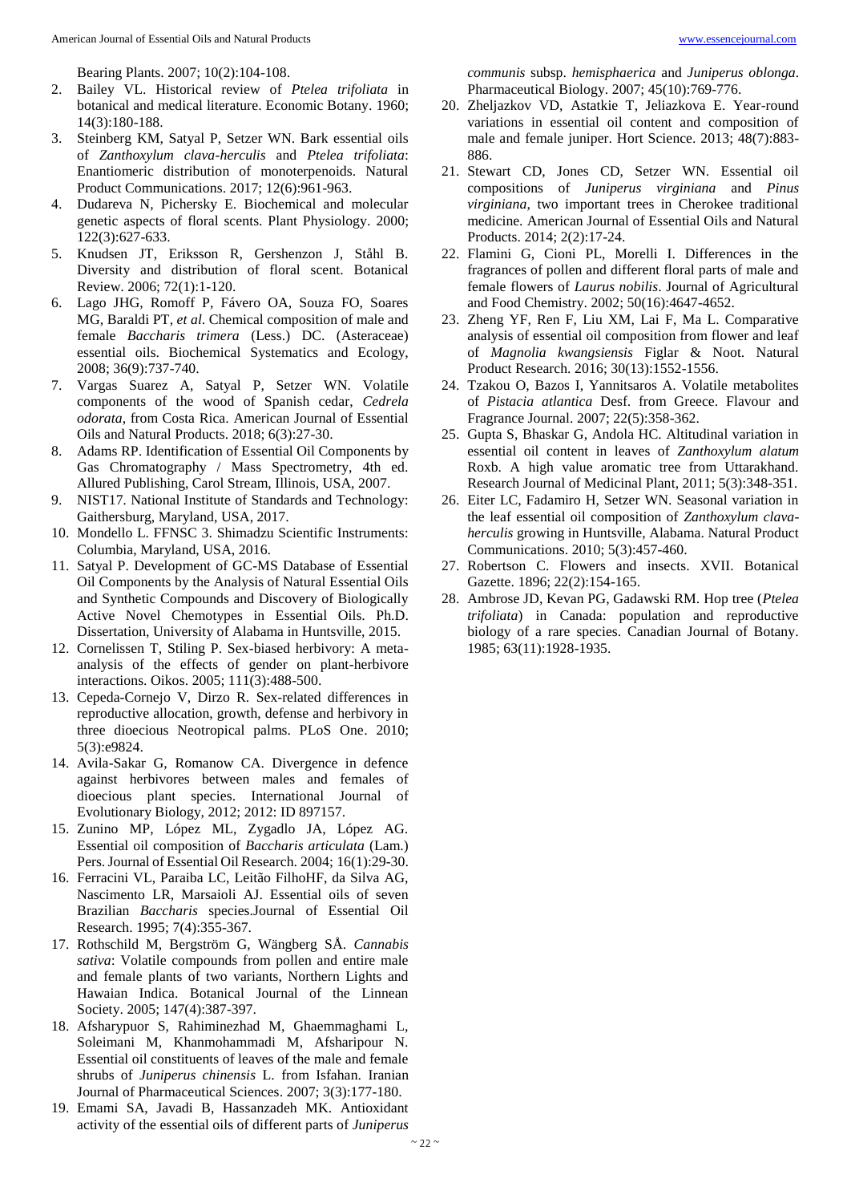Bearing Plants. 2007; 10(2):104-108.

2. Bailey VL. Historical review of *Ptelea trifoliata* in botanical and medical literature. Economic Botany. 1960; 14(3):180-188.
3. Steinberg KM, Satyal P, Setzer WN. Bark essential oils of *Zanthoxylum clava-herculis* and *Ptelea trifoliata*: Enantiomeric distribution of monoterpenoids. Natural Product Communications. 2017; 12(6):961-963.
4. Dudareva N, Pichersky E. Biochemical and molecular genetic aspects of floral scents. Plant Physiology. 2000; 122(3):627-633.
5. Knudsen JT, Eriksson R, Gershenzon J, Ståhl B. Diversity and distribution of floral scent. Botanical Review. 2006; 72(1):1-120.
6. Lago JHG, Romoff P, Fávero OA, Souza FO, Soares MG, Baraldi PT, *et al*. Chemical composition of male and female *Baccharis trimera* (Less.) DC. (Asteraceae) essential oils. Biochemical Systematics and Ecology, 2008; 36(9):737-740.
7. Vargas Suarez A, Satyal P, Setzer WN. Volatile components of the wood of Spanish cedar, *Cedrela odorata*, from Costa Rica. American Journal of Essential Oils and Natural Products. 2018; 6(3):27-30.
8. Adams RP. Identification of Essential Oil Components by Gas Chromatography / Mass Spectrometry, 4th ed. Allured Publishing, Carol Stream, Illinois, USA, 2007.
9. NIST17. National Institute of Standards and Technology: Gaithersburg, Maryland, USA, 2017.
10. Mondello L. FFNSC 3. Shimadzu Scientific Instruments: Columbia, Maryland, USA, 2016.
11. Satyal P. Development of GC-MS Database of Essential Oil Components by the Analysis of Natural Essential Oils and Synthetic Compounds and Discovery of Biologically Active Novel Chemotypes in Essential Oils. Ph.D. Dissertation, University of Alabama in Huntsville, 2015.
12. Cornelissen T, Stiling P. Sex-biased herbivory: A meta-analysis of the effects of gender on plant-herbivore interactions. Oikos. 2005; 111(3):488-500.
13. Cepeda-Cornejo V, Dirzo R. Sex-related differences in reproductive allocation, growth, defense and herbivory in three dioecious Neotropical palms. PLoS One. 2010; 5(3):e9824.
14. Avila-Sakar G, Romanow CA. Divergence in defence against herbivores between males and females of dioecious plant species. International Journal of Evolutionary Biology, 2012; 2012: ID 897157.
15. Zunino MP, López ML, Zygadlo JA, López AG. Essential oil composition of *Baccharis articulata* (Lam.) Pers. Journal of Essential Oil Research. 2004; 16(1):29-30.
16. Ferracini VL, Paraiba LC, Leitão FilhoHF, da Silva AG, Nascimento LR, Marsaioli AJ. Essential oils of seven Brazilian *Baccharis* species.Journal of Essential Oil Research. 1995; 7(4):355-367.
17. Rothschild M, Bergström G, Wängberg SÅ. *Cannabis sativa*: Volatile compounds from pollen and entire male and female plants of two variants, Northern Lights and Hawaian Indica. Botanical Journal of the Linnean Society. 2005; 147(4):387-397.
18. Afsharypuor S, Rahiminezhad M, Ghaemmaghami L, Soleimani M, Khanmohammadi M, Afsharipour N. Essential oil constituents of leaves of the male and female shrubs of *Juniperus chinensis* L. from Isfahan. Iranian Journal of Pharmaceutical Sciences. 2007; 3(3):177-180.
19. Emami SA, Javadi B, Hassanzadeh MK. Antioxidant activity of the essential oils of different parts of *Juniperus communis* subsp. *hemisphaerica* and *Juniperus oblonga*. Pharmaceutical Biology. 2007; 45(10):769-776.
20. Zheljazkov VD, Astatkie T, Jeliazkova E. Year-round variations in essential oil content and composition of male and female juniper. Hort Science. 2013; 48(7):883-886.
21. Stewart CD, Jones CD, Setzer WN. Essential oil compositions of *Juniperus virginiana* and *Pinus virginiana*, two important trees in Cherokee traditional medicine. American Journal of Essential Oils and Natural Products. 2014; 2(2):17-24.
22. Flamini G, Cioni PL, Morelli I. Differences in the fragrances of pollen and different floral parts of male and female flowers of *Laurus nobilis*. Journal of Agricultural and Food Chemistry. 2002; 50(16):4647-4652.
23. Zheng YF, Ren F, Liu XM, Lai F, Ma L. Comparative analysis of essential oil composition from flower and leaf of *Magnolia kwangsiensis* Figlar & Noot. Natural Product Research. 2016; 30(13):1552-1556.
24. Tzakou O, Bazos I, Yannitsaros A. Volatile metabolites of *Pistacia atlantica* Desf. from Greece. Flavour and Fragrance Journal. 2007; 22(5):358-362.
25. Gupta S, Bhaskar G, Andola HC. Altitudinal variation in essential oil content in leaves of *Zanthoxylum alatum* Roxb. A high value aromatic tree from Uttarakhand. Research Journal of Medicinal Plant, 2011; 5(3):348-351.
26. Eiter LC, Fadamiro H, Setzer WN. Seasonal variation in the leaf essential oil composition of *Zanthoxylum clava-herculis* growing in Huntsville, Alabama. Natural Product Communications. 2010; 5(3):457-460.
27. Robertson C. Flowers and insects. XVII. Botanical Gazette. 1896; 22(2):154-165.
28. Ambrose JD, Kevan PG, Gadawski RM. Hop tree (*Ptelea trifoliata*) in Canada: population and reproductive biology of a rare species. Canadian Journal of Botany. 1985; 63(11):1928-1935.